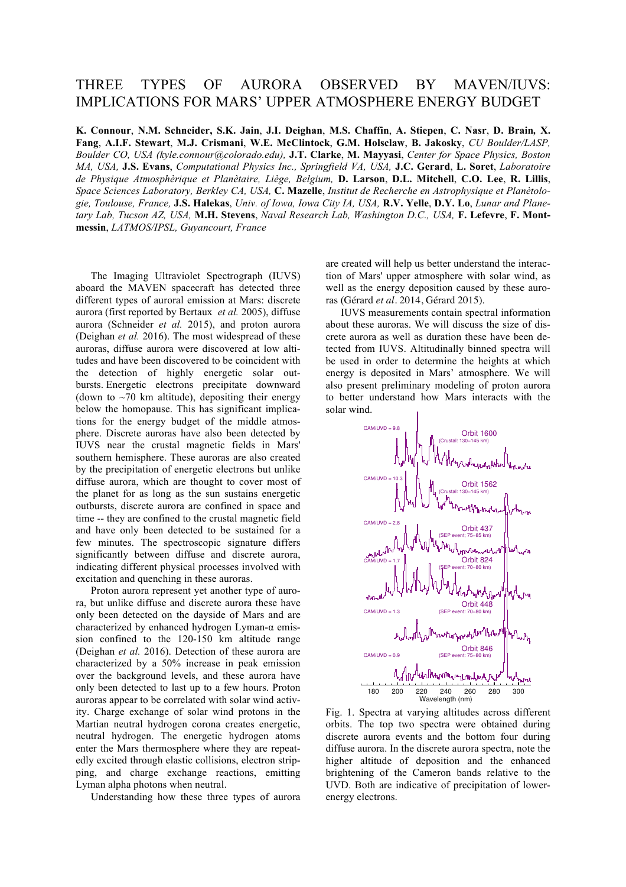# THREE TYPES OF AURORA OBSERVED BY MAVEN/IUVS: IMPLICATIONS FOR MARS' UPPER ATMOSPHERE ENERGY BUDGET

**K. Connour**, **N.M. Schneider**, **S.K. Jain**, **J.I. Deighan**, **M.S. Chaffin**, **A. Stiepen**, **C. Nasr**, **D. Brain**, **X. Fang**, **A.I.F. Stewart**, **M.J. Crismani**, **W.E. McClintock**, **G.M. Holsclaw**, **B. Jakosky**, *CU Boulder/LASP, Boulder CO, USA (kyle.connour@colorado.edu),* **J.T. Clarke**, **M. Mayyasi**, *Center for Space Physics, Boston MA, USA,* **J.S. Evans**, *Computational Physics Inc., Springfield VA, USA,* **J.C. Gerard**, **L. Soret**, *Laboratoire de Physique Atmosphèrique et Planètaire, Liège, Belgium,* **D. Larson**, **D.L. Mitchell**, **C.O. Lee**, **R. Lillis**, *Space Sciences Laboratory, Berkley CA, USA,* **C. Mazelle**, *Institut de Recherche en Astrophysique et Planètologie, Toulouse, France,* **J.S. Halekas**, *Univ. of Iowa, Iowa City IA, USA,* **R.V. Yelle**, **D.Y. Lo**, *Lunar and Planetary Lab, Tucson AZ, USA,* **M.H. Stevens**, *Naval Research Lab, Washington D.C., USA,* **F. Lefevre**, **F. Montmessin**, *LATMOS/IPSL, Guyancourt, France*

The Imaging Ultraviolet Spectrograph (IUVS) aboard the MAVEN spacecraft has detected three different types of auroral emission at Mars: discrete aurora (first reported by Bertaux *et al.* 2005), diffuse aurora (Schneider *et al.* 2015), and proton aurora (Deighan *et al.* 2016). The most widespread of these auroras, diffuse aurora were discovered at low altitudes and have been discovered to be coincident with the detection of highly energetic solar outbursts. Energetic electrons precipitate downward (down to ~70 km altitude), depositing their energy below the homopause. This has significant implications for the energy budget of the middle atmosphere. Discrete auroras have also been detected by IUVS near the crustal magnetic fields in Mars' southern hemisphere. These auroras are also created by the precipitation of energetic electrons but unlike diffuse aurora, which are thought to cover most of the planet for as long as the sun sustains energetic outbursts, discrete aurora are confined in space and time -- they are confined to the crustal magnetic field and have only been detected to be sustained for a few minutes. The spectroscopic signature differs significantly between diffuse and discrete aurora, indicating different physical processes involved with excitation and quenching in these auroras.

Proton aurora represent yet another type of aurora, but unlike diffuse and discrete aurora these have only been detected on the dayside of Mars and are characterized by enhanced hydrogen Lyman-α emission confined to the 120-150 km altitude range (Deighan *et al.* 2016). Detection of these aurora are characterized by a 50% increase in peak emission over the background levels, and these aurora have only been detected to last up to a few hours. Proton auroras appear to be correlated with solar wind activity. Charge exchange of solar wind protons in the Martian neutral hydrogen corona creates energetic, neutral hydrogen. The energetic hydrogen atoms enter the Mars thermosphere where they are repeatedly excited through elastic collisions, electron stripping, and charge exchange reactions, emitting Lyman alpha photons when neutral.

Understanding how these three types of aurora are created will help us better understand the interaction of Mars' upper atmosphere with solar wind, as well as the energy deposition caused by these auroras (Gérard *et al*. 2014, Gérard 2015).

IUVS measurements contain spectral information about these auroras. We will discuss the size of discrete aurora as well as duration these have been detected from IUVS. Altitudinally binned spectra will be used in order to determine the heights at which energy is deposited in Mars' atmosphere. We will also present preliminary modeling of proton aurora to better understand how Mars interacts with the solar wind.

Fig. 1. Spectra at varying altitudes across different orbits. The top two spectra were obtained during discrete aurora events and the bottom four during diffuse aurora. In the discrete aurora spectra, note the higher altitude of deposition and the enhanced brightening of the Cameron bands relative to the UVD. Both are indicative of precipitation of lower-energy electrons.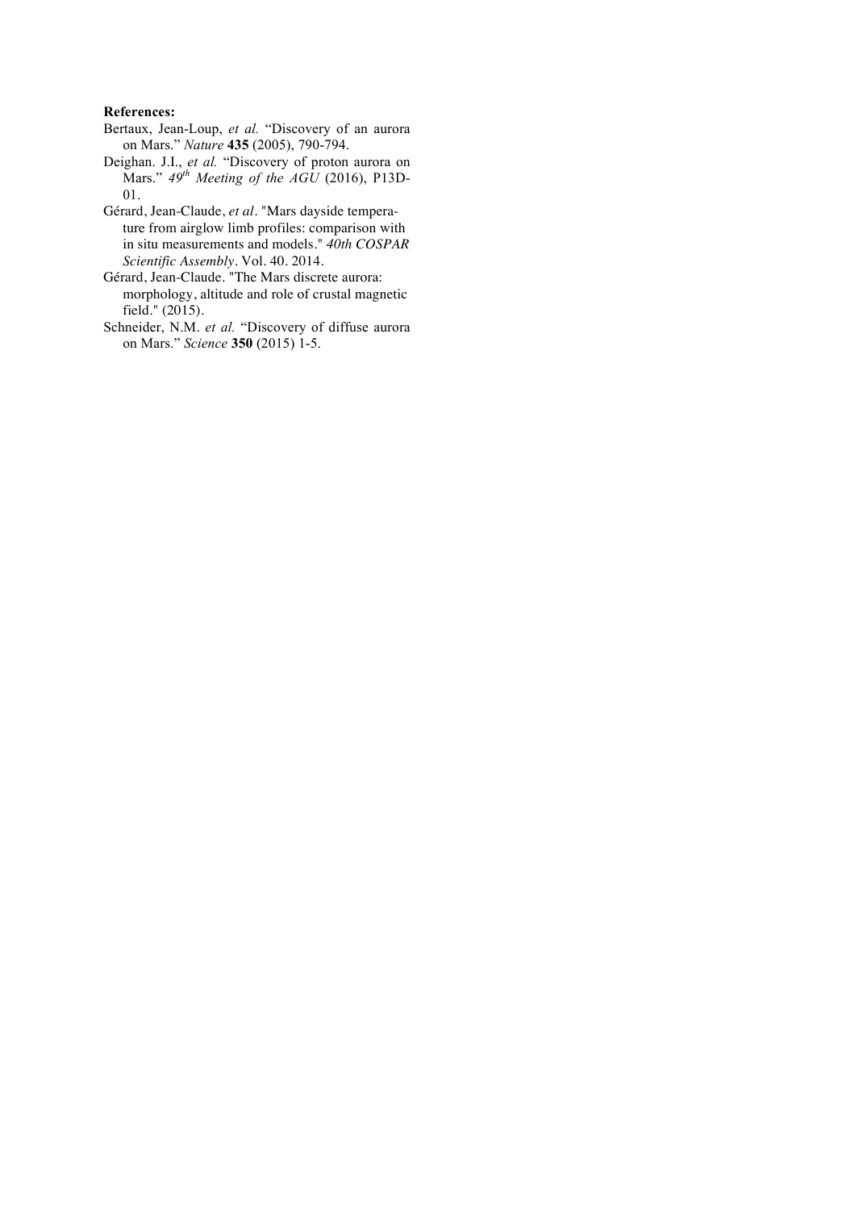**References:**

Bertaux, Jean-Loup, *et al.* "Discovery of an aurora on Mars." *Nature* **435** (2005), 790-794.

Deighan. J.I., *et al.* "Discovery of proton aurora on Mars." *49th Meeting of the AGU* (2016), P13D-01.

Gérard, Jean-Claude, *et al*. "Mars dayside temperature from airglow limb profiles: comparison with in situ measurements and models." *40th COSPAR Scientific Assembly*. Vol. 40. 2014.

Gérard, Jean-Claude. "The Mars discrete aurora: morphology, altitude and role of crustal magnetic field." (2015).

Schneider, N.M. *et al.* "Discovery of diffuse aurora on Mars." *Science* **350** (2015) 1-5.